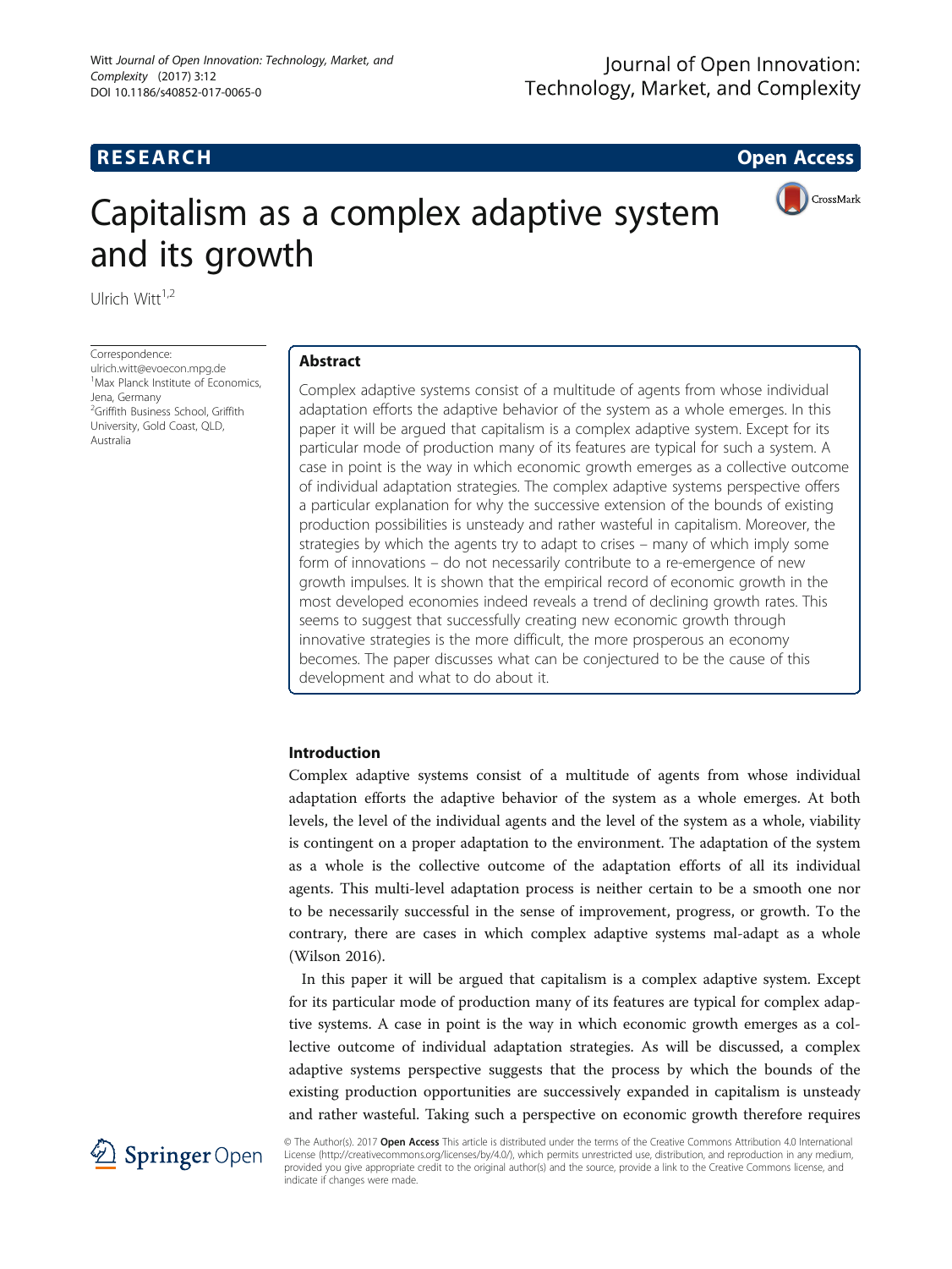**RESEARCH** **Open Access**

# Capitalism as a complex adaptive system and its growth

Ulrich Witt[1,2]

Correspondence: ulrich.witt@evoecon.mpg.de
[1]Max Planck Institute of Economics, Jena, Germany
[2]Griffith Business School, Griffith University, Gold Coast, QLD, Australia

## Abstract

Complex adaptive systems consist of a multitude of agents from whose individual adaptation efforts the adaptive behavior of the system as a whole emerges. In this paper it will be argued that capitalism is a complex adaptive system. Except for its particular mode of production many of its features are typical for such a system. A case in point is the way in which economic growth emerges as a collective outcome of individual adaptation strategies. The complex adaptive systems perspective offers a particular explanation for why the successive extension of the bounds of existing production possibilities is unsteady and rather wasteful in capitalism. Moreover, the strategies by which the agents try to adapt to crises – many of which imply some form of innovations – do not necessarily contribute to a re-emergence of new growth impulses. It is shown that the empirical record of economic growth in the most developed economies indeed reveals a trend of declining growth rates. This seems to suggest that successfully creating new economic growth through innovative strategies is the more difficult, the more prosperous an economy becomes. The paper discusses what can be conjectured to be the cause of this development and what to do about it.

## Introduction

Complex adaptive systems consist of a multitude of agents from whose individual adaptation efforts the adaptive behavior of the system as a whole emerges. At both levels, the level of the individual agents and the level of the system as a whole, viability is contingent on a proper adaptation to the environment. The adaptation of the system as a whole is the collective outcome of the adaptation efforts of all its individual agents. This multi-level adaptation process is neither certain to be a smooth one nor to be necessarily successful in the sense of improvement, progress, or growth. To the contrary, there are cases in which complex adaptive systems mal-adapt as a whole (Wilson 2016).

In this paper it will be argued that capitalism is a complex adaptive system. Except for its particular mode of production many of its features are typical for complex adaptive systems. A case in point is the way in which economic growth emerges as a collective outcome of individual adaptation strategies. As will be discussed, a complex adaptive systems perspective suggests that the process by which the bounds of the existing production opportunities are successively expanded in capitalism is unsteady and rather wasteful. Taking such a perspective on economic growth therefore requires

© The Author(s). 2017 **Open Access** This article is distributed under the terms of the Creative Commons Attribution 4.0 International License (http://creativecommons.org/licenses/by/4.0/), which permits unrestricted use, distribution, and reproduction in any medium, provided you give appropriate credit to the original author(s) and the source, provide a link to the Creative Commons license, and indicate if changes were made.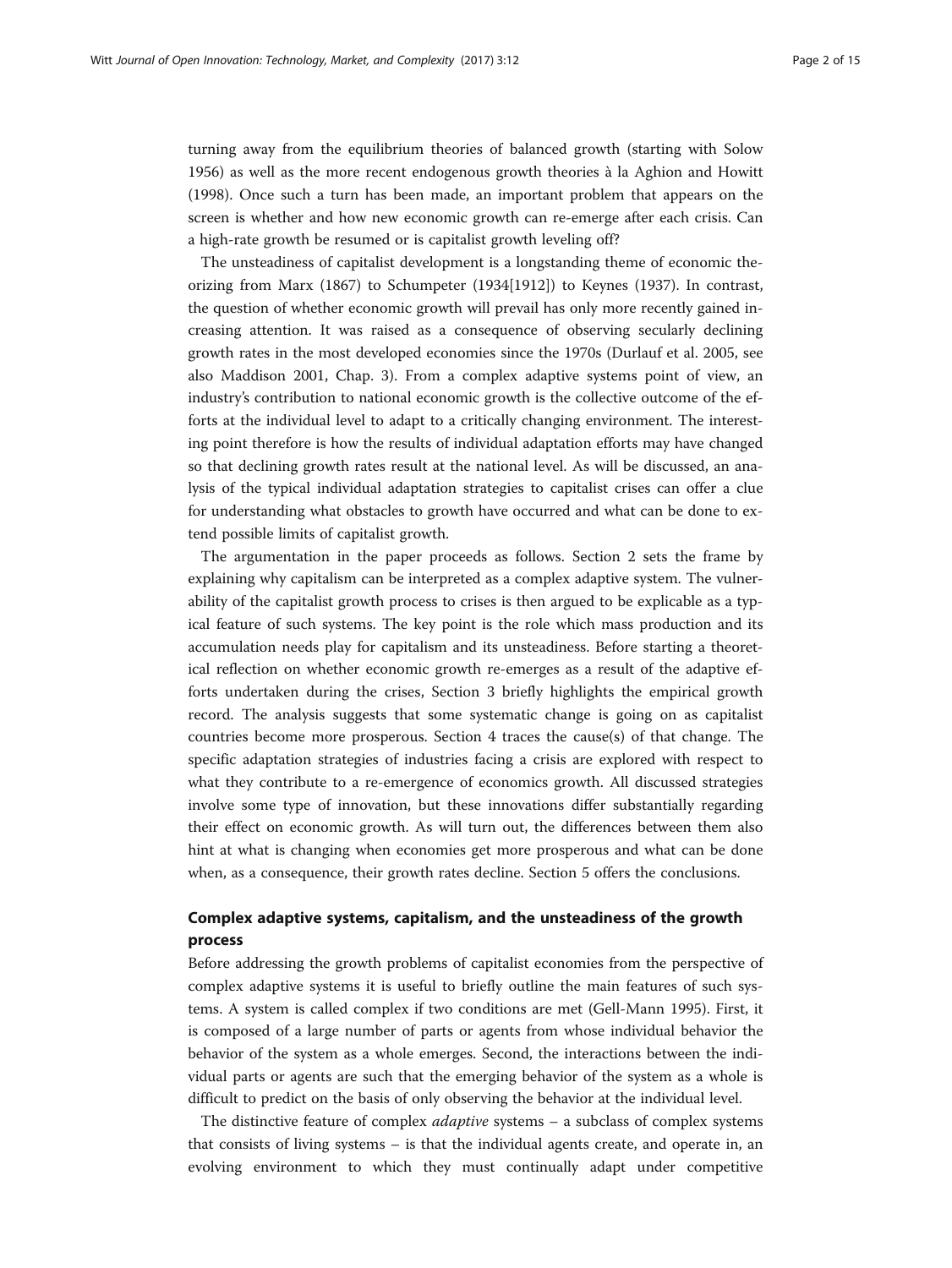turning away from the equilibrium theories of balanced growth (starting with Solow 1956) as well as the more recent endogenous growth theories à la Aghion and Howitt (1998). Once such a turn has been made, an important problem that appears on the screen is whether and how new economic growth can re-emerge after each crisis. Can a high-rate growth be resumed or is capitalist growth leveling off?

The unsteadiness of capitalist development is a longstanding theme of economic theorizing from Marx (1867) to Schumpeter (1934[1912]) to Keynes (1937). In contrast, the question of whether economic growth will prevail has only more recently gained increasing attention. It was raised as a consequence of observing secularly declining growth rates in the most developed economies since the 1970s (Durlauf et al. 2005, see also Maddison 2001, Chap. 3). From a complex adaptive systems point of view, an industry's contribution to national economic growth is the collective outcome of the efforts at the individual level to adapt to a critically changing environment. The interesting point therefore is how the results of individual adaptation efforts may have changed so that declining growth rates result at the national level. As will be discussed, an analysis of the typical individual adaptation strategies to capitalist crises can offer a clue for understanding what obstacles to growth have occurred and what can be done to extend possible limits of capitalist growth.

The argumentation in the paper proceeds as follows. Section 2 sets the frame by explaining why capitalism can be interpreted as a complex adaptive system. The vulnerability of the capitalist growth process to crises is then argued to be explicable as a typical feature of such systems. The key point is the role which mass production and its accumulation needs play for capitalism and its unsteadiness. Before starting a theoretical reflection on whether economic growth re-emerges as a result of the adaptive efforts undertaken during the crises, Section 3 briefly highlights the empirical growth record. The analysis suggests that some systematic change is going on as capitalist countries become more prosperous. Section 4 traces the cause(s) of that change. The specific adaptation strategies of industries facing a crisis are explored with respect to what they contribute to a re-emergence of economics growth. All discussed strategies involve some type of innovation, but these innovations differ substantially regarding their effect on economic growth. As will turn out, the differences between them also hint at what is changing when economies get more prosperous and what can be done when, as a consequence, their growth rates decline. Section 5 offers the conclusions.

## Complex adaptive systems, capitalism, and the unsteadiness of the growth process

Before addressing the growth problems of capitalist economies from the perspective of complex adaptive systems it is useful to briefly outline the main features of such systems. A system is called complex if two conditions are met (Gell-Mann 1995). First, it is composed of a large number of parts or agents from whose individual behavior the behavior of the system as a whole emerges. Second, the interactions between the individual parts or agents are such that the emerging behavior of the system as a whole is difficult to predict on the basis of only observing the behavior at the individual level.

The distinctive feature of complex *adaptive* systems – a subclass of complex systems that consists of living systems – is that the individual agents create, and operate in, an evolving environment to which they must continually adapt under competitive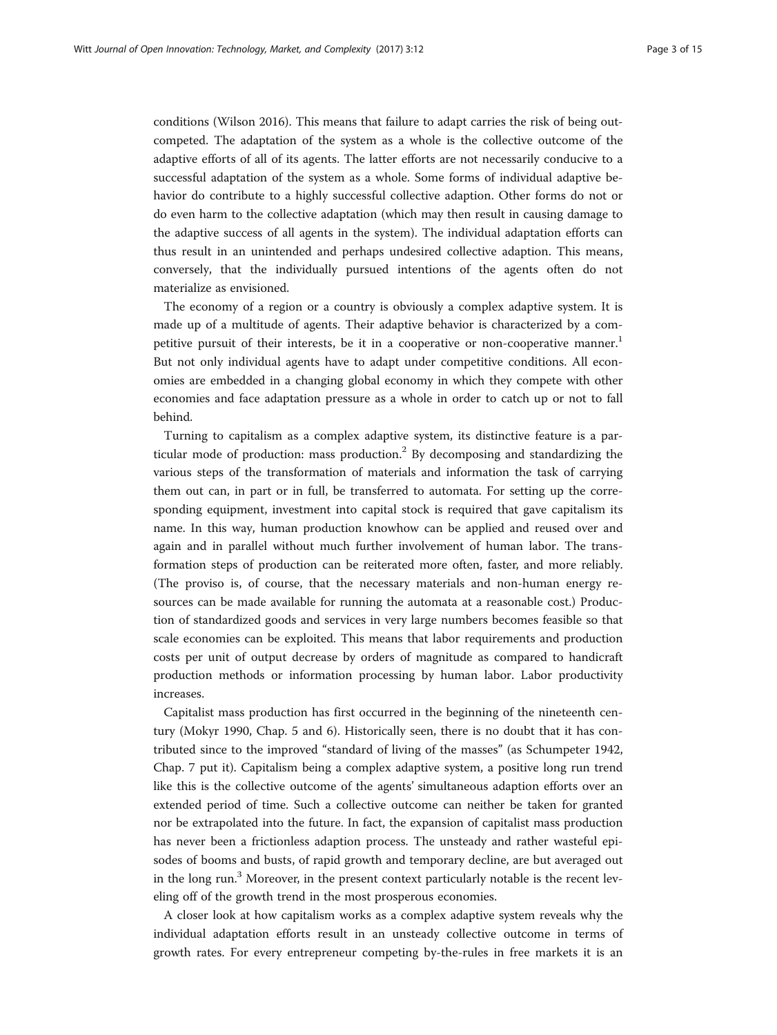conditions (Wilson 2016). This means that failure to adapt carries the risk of being outcompeted. The adaptation of the system as a whole is the collective outcome of the adaptive efforts of all of its agents. The latter efforts are not necessarily conducive to a successful adaptation of the system as a whole. Some forms of individual adaptive behavior do contribute to a highly successful collective adaption. Other forms do not or do even harm to the collective adaptation (which may then result in causing damage to the adaptive success of all agents in the system). The individual adaptation efforts can thus result in an unintended and perhaps undesired collective adaption. This means, conversely, that the individually pursued intentions of the agents often do not materialize as envisioned.

The economy of a region or a country is obviously a complex adaptive system. It is made up of a multitude of agents. Their adaptive behavior is characterized by a competitive pursuit of their interests, be it in a cooperative or non-cooperative manner.[1] But not only individual agents have to adapt under competitive conditions. All economies are embedded in a changing global economy in which they compete with other economies and face adaptation pressure as a whole in order to catch up or not to fall behind.

Turning to capitalism as a complex adaptive system, its distinctive feature is a particular mode of production: mass production.[2] By decomposing and standardizing the various steps of the transformation of materials and information the task of carrying them out can, in part or in full, be transferred to automata. For setting up the corresponding equipment, investment into capital stock is required that gave capitalism its name. In this way, human production knowhow can be applied and reused over and again and in parallel without much further involvement of human labor. The transformation steps of production can be reiterated more often, faster, and more reliably. (The proviso is, of course, that the necessary materials and non-human energy resources can be made available for running the automata at a reasonable cost.) Production of standardized goods and services in very large numbers becomes feasible so that scale economies can be exploited. This means that labor requirements and production costs per unit of output decrease by orders of magnitude as compared to handicraft production methods or information processing by human labor. Labor productivity increases.

Capitalist mass production has first occurred in the beginning of the nineteenth century (Mokyr 1990, Chap. 5 and 6). Historically seen, there is no doubt that it has contributed since to the improved "standard of living of the masses" (as Schumpeter 1942, Chap. 7 put it). Capitalism being a complex adaptive system, a positive long run trend like this is the collective outcome of the agents' simultaneous adaption efforts over an extended period of time. Such a collective outcome can neither be taken for granted nor be extrapolated into the future. In fact, the expansion of capitalist mass production has never been a frictionless adaption process. The unsteady and rather wasteful episodes of booms and busts, of rapid growth and temporary decline, are but averaged out in the long run.[3] Moreover, in the present context particularly notable is the recent leveling off of the growth trend in the most prosperous economies.

A closer look at how capitalism works as a complex adaptive system reveals why the individual adaptation efforts result in an unsteady collective outcome in terms of growth rates. For every entrepreneur competing by-the-rules in free markets it is an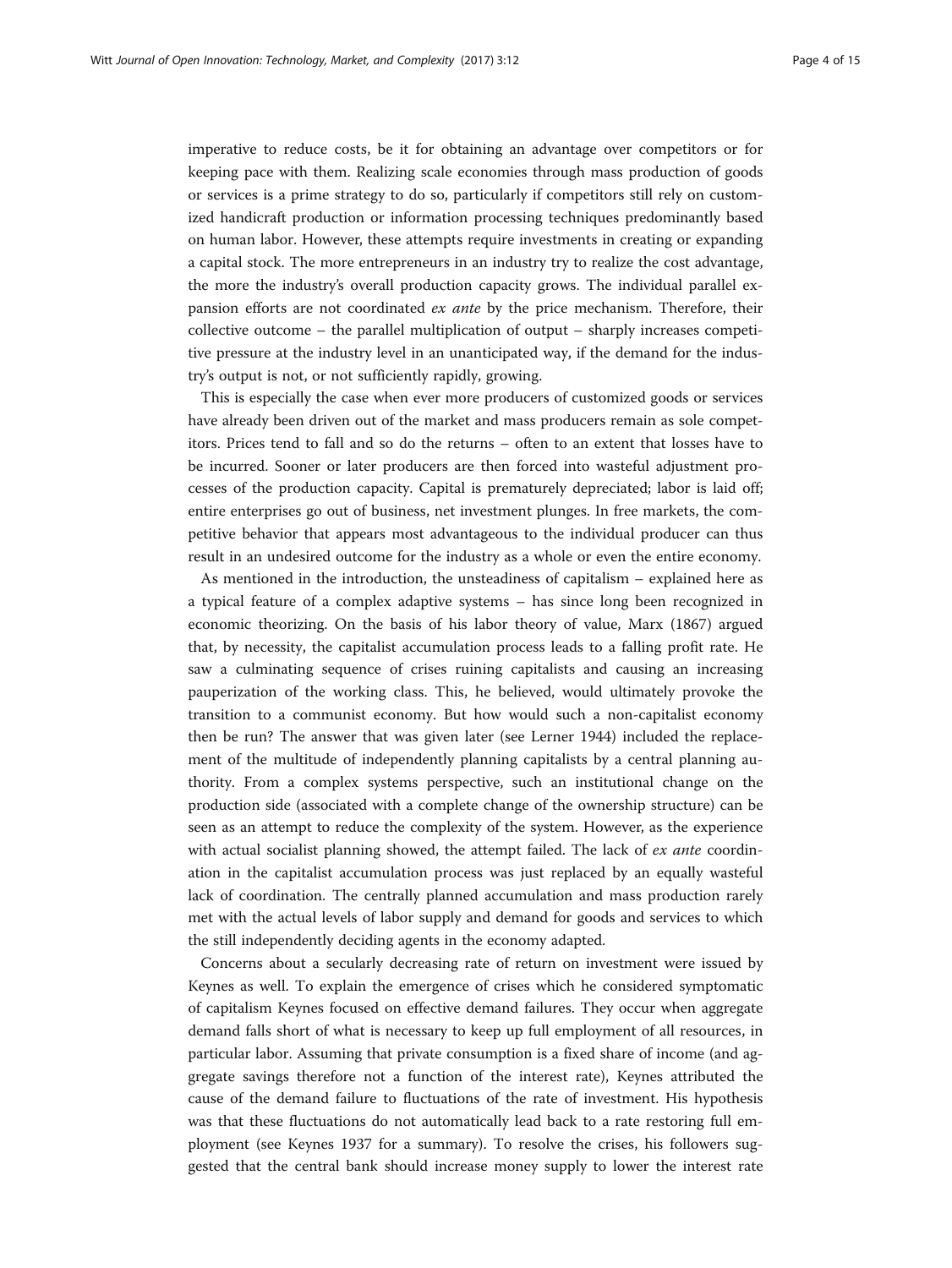imperative to reduce costs, be it for obtaining an advantage over competitors or for keeping pace with them. Realizing scale economies through mass production of goods or services is a prime strategy to do so, particularly if competitors still rely on customized handicraft production or information processing techniques predominantly based on human labor. However, these attempts require investments in creating or expanding a capital stock. The more entrepreneurs in an industry try to realize the cost advantage, the more the industry's overall production capacity grows. The individual parallel expansion efforts are not coordinated *ex ante* by the price mechanism. Therefore, their collective outcome – the parallel multiplication of output – sharply increases competitive pressure at the industry level in an unanticipated way, if the demand for the industry's output is not, or not sufficiently rapidly, growing.

This is especially the case when ever more producers of customized goods or services have already been driven out of the market and mass producers remain as sole competitors. Prices tend to fall and so do the returns – often to an extent that losses have to be incurred. Sooner or later producers are then forced into wasteful adjustment processes of the production capacity. Capital is prematurely depreciated; labor is laid off; entire enterprises go out of business, net investment plunges. In free markets, the competitive behavior that appears most advantageous to the individual producer can thus result in an undesired outcome for the industry as a whole or even the entire economy.

As mentioned in the introduction, the unsteadiness of capitalism – explained here as a typical feature of a complex adaptive systems – has since long been recognized in economic theorizing. On the basis of his labor theory of value, Marx (1867) argued that, by necessity, the capitalist accumulation process leads to a falling profit rate. He saw a culminating sequence of crises ruining capitalists and causing an increasing pauperization of the working class. This, he believed, would ultimately provoke the transition to a communist economy. But how would such a non-capitalist economy then be run? The answer that was given later (see Lerner 1944) included the replacement of the multitude of independently planning capitalists by a central planning authority. From a complex systems perspective, such an institutional change on the production side (associated with a complete change of the ownership structure) can be seen as an attempt to reduce the complexity of the system. However, as the experience with actual socialist planning showed, the attempt failed. The lack of *ex ante* coordination in the capitalist accumulation process was just replaced by an equally wasteful lack of coordination. The centrally planned accumulation and mass production rarely met with the actual levels of labor supply and demand for goods and services to which the still independently deciding agents in the economy adapted.

Concerns about a secularly decreasing rate of return on investment were issued by Keynes as well. To explain the emergence of crises which he considered symptomatic of capitalism Keynes focused on effective demand failures. They occur when aggregate demand falls short of what is necessary to keep up full employment of all resources, in particular labor. Assuming that private consumption is a fixed share of income (and aggregate savings therefore not a function of the interest rate), Keynes attributed the cause of the demand failure to fluctuations of the rate of investment. His hypothesis was that these fluctuations do not automatically lead back to a rate restoring full employment (see Keynes 1937 for a summary). To resolve the crises, his followers suggested that the central bank should increase money supply to lower the interest rate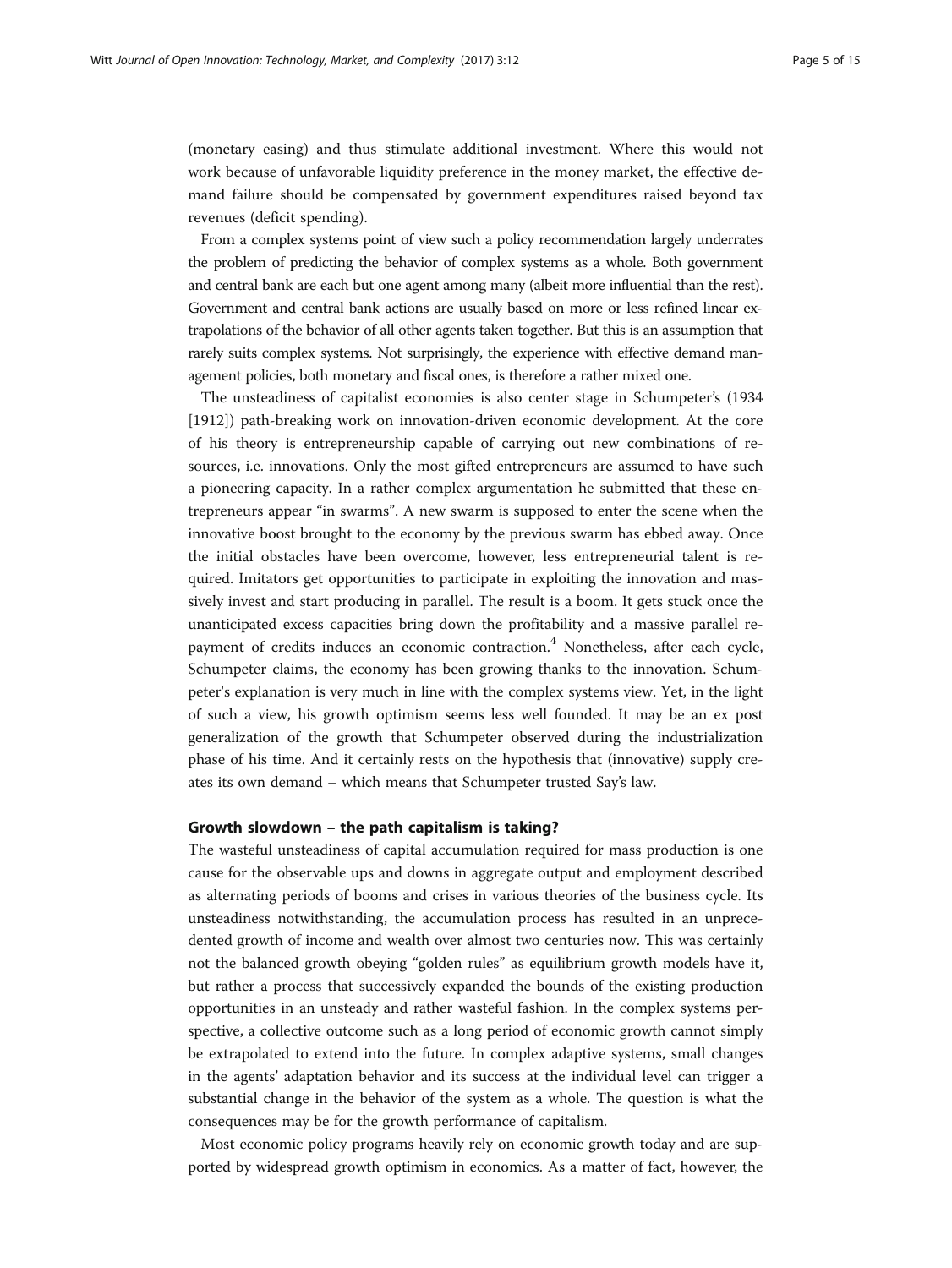(monetary easing) and thus stimulate additional investment. Where this would not work because of unfavorable liquidity preference in the money market, the effective demand failure should be compensated by government expenditures raised beyond tax revenues (deficit spending).

From a complex systems point of view such a policy recommendation largely underrates the problem of predicting the behavior of complex systems as a whole. Both government and central bank are each but one agent among many (albeit more influential than the rest). Government and central bank actions are usually based on more or less refined linear extrapolations of the behavior of all other agents taken together. But this is an assumption that rarely suits complex systems. Not surprisingly, the experience with effective demand management policies, both monetary and fiscal ones, is therefore a rather mixed one.

The unsteadiness of capitalist economies is also center stage in Schumpeter's (1934 [1912]) path-breaking work on innovation-driven economic development. At the core of his theory is entrepreneurship capable of carrying out new combinations of resources, i.e. innovations. Only the most gifted entrepreneurs are assumed to have such a pioneering capacity. In a rather complex argumentation he submitted that these entrepreneurs appear "in swarms". A new swarm is supposed to enter the scene when the innovative boost brought to the economy by the previous swarm has ebbed away. Once the initial obstacles have been overcome, however, less entrepreneurial talent is required. Imitators get opportunities to participate in exploiting the innovation and massively invest and start producing in parallel. The result is a boom. It gets stuck once the unanticipated excess capacities bring down the profitability and a massive parallel repayment of credits induces an economic contraction.[4] Nonetheless, after each cycle, Schumpeter claims, the economy has been growing thanks to the innovation. Schumpeter's explanation is very much in line with the complex systems view. Yet, in the light of such a view, his growth optimism seems less well founded. It may be an ex post generalization of the growth that Schumpeter observed during the industrialization phase of his time. And it certainly rests on the hypothesis that (innovative) supply creates its own demand – which means that Schumpeter trusted Say's law.

## Growth slowdown – the path capitalism is taking?

The wasteful unsteadiness of capital accumulation required for mass production is one cause for the observable ups and downs in aggregate output and employment described as alternating periods of booms and crises in various theories of the business cycle. Its unsteadiness notwithstanding, the accumulation process has resulted in an unprecedented growth of income and wealth over almost two centuries now. This was certainly not the balanced growth obeying "golden rules" as equilibrium growth models have it, but rather a process that successively expanded the bounds of the existing production opportunities in an unsteady and rather wasteful fashion. In the complex systems perspective, a collective outcome such as a long period of economic growth cannot simply be extrapolated to extend into the future. In complex adaptive systems, small changes in the agents' adaptation behavior and its success at the individual level can trigger a substantial change in the behavior of the system as a whole. The question is what the consequences may be for the growth performance of capitalism.

Most economic policy programs heavily rely on economic growth today and are supported by widespread growth optimism in economics. As a matter of fact, however, the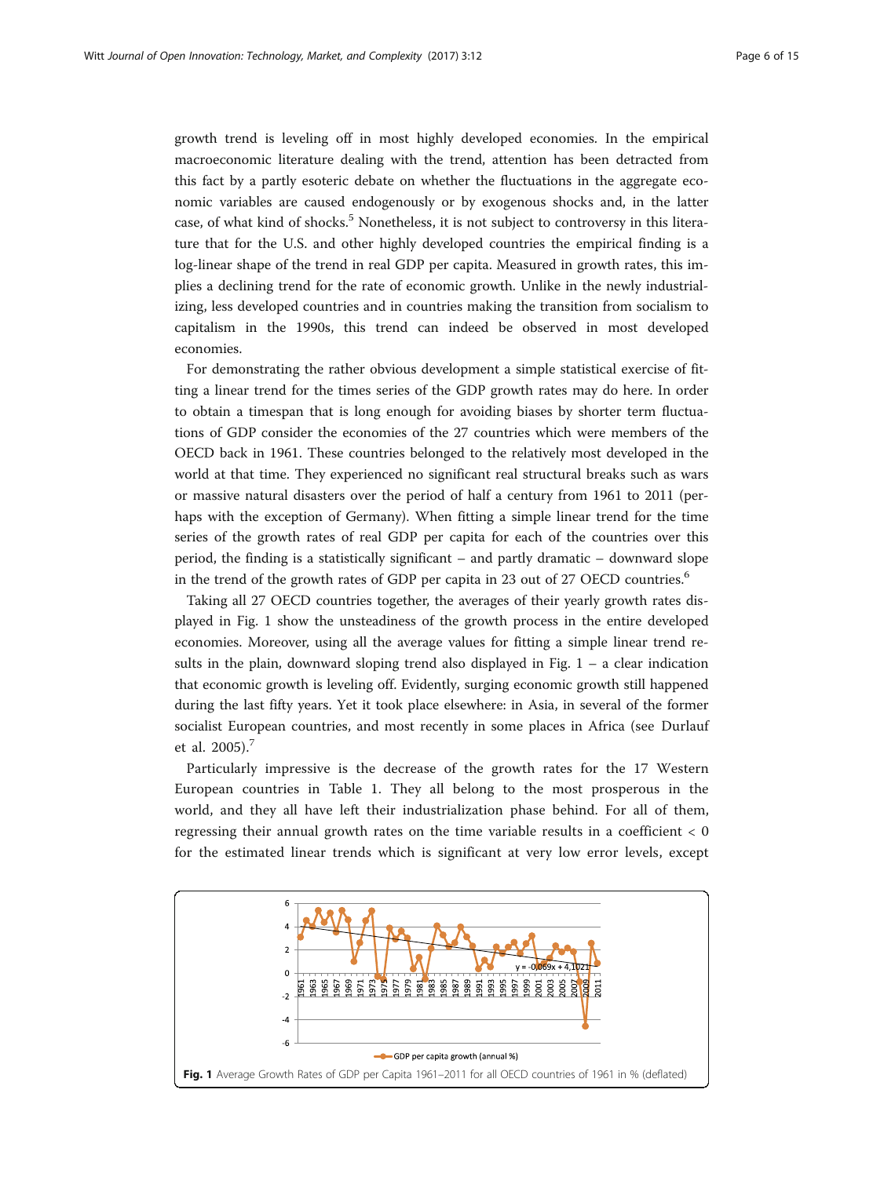growth trend is leveling off in most highly developed economies. In the empirical macroeconomic literature dealing with the trend, attention has been detracted from this fact by a partly esoteric debate on whether the fluctuations in the aggregate economic variables are caused endogenously or by exogenous shocks and, in the latter case, of what kind of shocks.[5] Nonetheless, it is not subject to controversy in this literature that for the U.S. and other highly developed countries the empirical finding is a log-linear shape of the trend in real GDP per capita. Measured in growth rates, this implies a declining trend for the rate of economic growth. Unlike in the newly industrializing, less developed countries and in countries making the transition from socialism to capitalism in the 1990s, this trend can indeed be observed in most developed economies.

For demonstrating the rather obvious development a simple statistical exercise of fitting a linear trend for the times series of the GDP growth rates may do here. In order to obtain a timespan that is long enough for avoiding biases by shorter term fluctuations of GDP consider the economies of the 27 countries which were members of the OECD back in 1961. These countries belonged to the relatively most developed in the world at that time. They experienced no significant real structural breaks such as wars or massive natural disasters over the period of half a century from 1961 to 2011 (perhaps with the exception of Germany). When fitting a simple linear trend for the time series of the growth rates of real GDP per capita for each of the countries over this period, the finding is a statistically significant – and partly dramatic – downward slope in the trend of the growth rates of GDP per capita in 23 out of 27 OECD countries.[6]

Taking all 27 OECD countries together, the averages of their yearly growth rates displayed in Fig. 1 show the unsteadiness of the growth process in the entire developed economies. Moreover, using all the average values for fitting a simple linear trend results in the plain, downward sloping trend also displayed in Fig. 1 – a clear indication that economic growth is leveling off. Evidently, surging economic growth still happened during the last fifty years. Yet it took place elsewhere: in Asia, in several of the former socialist European countries, and most recently in some places in Africa (see Durlauf et al. 2005).[7]

Particularly impressive is the decrease of the growth rates for the 17 Western European countries in Table 1. They all belong to the most prosperous in the world, and they all have left their industrialization phase behind. For all of them, regressing their annual growth rates on the time variable results in a coefficient < 0 for the estimated linear trends which is significant at very low error levels, except

**Fig. 1** Average Growth Rates of GDP per Capita 1961–2011 for all OECD countries of 1961 in % (deflated)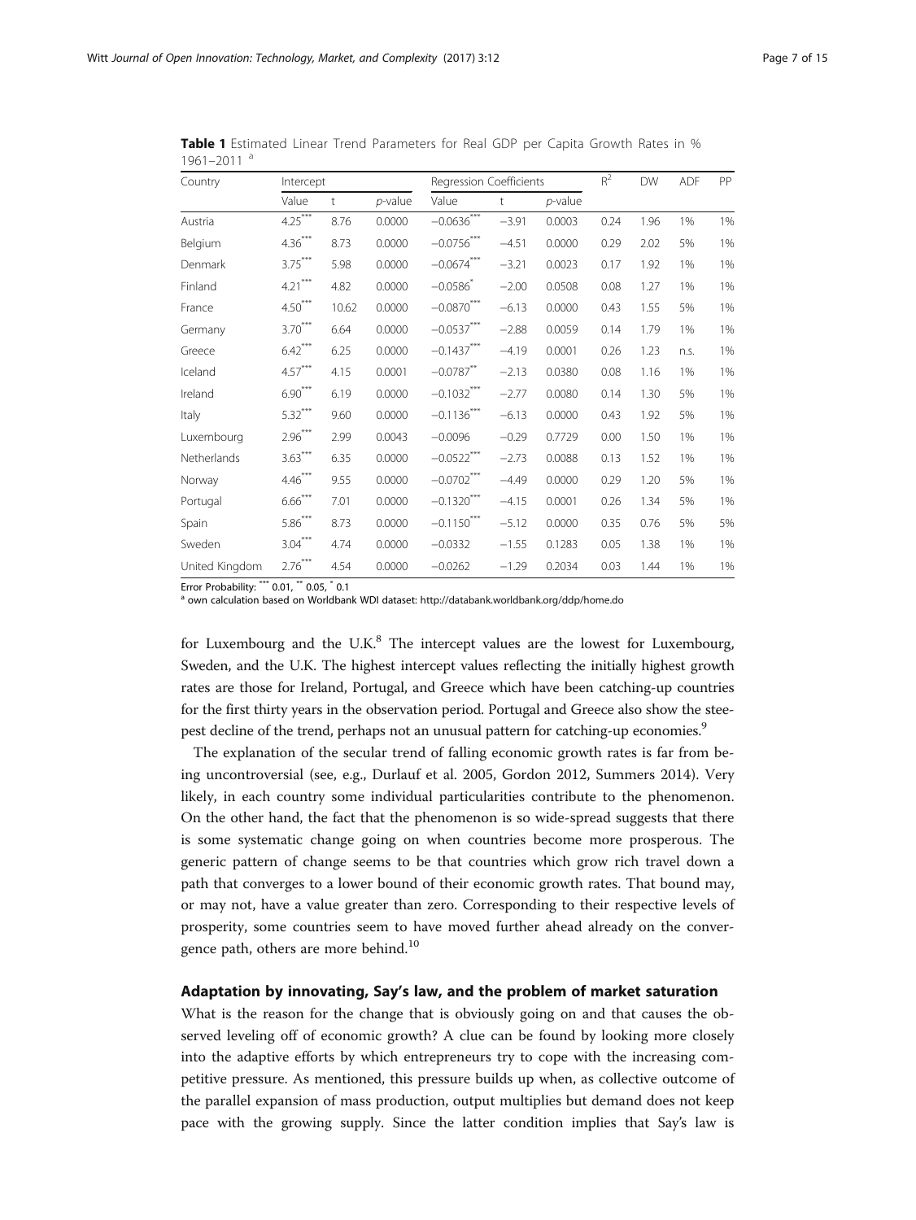**Table 1** Estimated Linear Trend Parameters for Real GDP per Capita Growth Rates in % 1961–2011 [a]

| Country | Intercept | | | Regression Coefficients | | | $R^2$ | DW | ADF | PP |
|---|---|---|---|---|---|---|---|---|---|---|
| | Value | t | *p*-value | Value | t | *p*-value | | | | |
| Austria | 4.25*** | 8.76 | 0.0000 | −0.0636*** | −3.91 | 0.0003 | 0.24 | 1.96 | 1% | 1% |
| Belgium | 4.36*** | 8.73 | 0.0000 | −0.0756*** | −4.51 | 0.0000 | 0.29 | 2.02 | 5% | 1% |
| Denmark | 3.75*** | 5.98 | 0.0000 | −0.0674*** | −3.21 | 0.0023 | 0.17 | 1.92 | 1% | 1% |
| Finland | 4.21*** | 4.82 | 0.0000 | −0.0586* | −2.00 | 0.0508 | 0.08 | 1.27 | 1% | 1% |
| France | 4.50*** | 10.62 | 0.0000 | −0.0870*** | −6.13 | 0.0000 | 0.43 | 1.55 | 5% | 1% |
| Germany | 3.70*** | 6.64 | 0.0000 | −0.0537*** | −2.88 | 0.0059 | 0.14 | 1.79 | 1% | 1% |
| Greece | 6.42*** | 6.25 | 0.0000 | −0.1437*** | −4.19 | 0.0001 | 0.26 | 1.23 | n.s. | 1% |
| Iceland | 4.57*** | 4.15 | 0.0001 | −0.0787** | −2.13 | 0.0380 | 0.08 | 1.16 | 1% | 1% |
| Ireland | 6.90*** | 6.19 | 0.0000 | −0.1032*** | −2.77 | 0.0080 | 0.14 | 1.30 | 5% | 1% |
| Italy | 5.32*** | 9.60 | 0.0000 | −0.1136*** | −6.13 | 0.0000 | 0.43 | 1.92 | 5% | 1% |
| Luxembourg | 2.96*** | 2.99 | 0.0043 | −0.0096 | −0.29 | 0.7729 | 0.00 | 1.50 | 1% | 1% |
| Netherlands | 3.63*** | 6.35 | 0.0000 | −0.0522*** | −2.73 | 0.0088 | 0.13 | 1.52 | 1% | 1% |
| Norway | 4.46*** | 9.55 | 0.0000 | −0.0702*** | −4.49 | 0.0000 | 0.29 | 1.20 | 5% | 1% |
| Portugal | 6.66*** | 7.01 | 0.0000 | −0.1320*** | −4.15 | 0.0001 | 0.26 | 1.34 | 5% | 1% |
| Spain | 5.86*** | 8.73 | 0.0000 | −0.1150*** | −5.12 | 0.0000 | 0.35 | 0.76 | 5% | 5% |
| Sweden | 3.04*** | 4.74 | 0.0000 | −0.0332 | −1.55 | 0.1283 | 0.05 | 1.38 | 1% | 1% |
| United Kingdom | 2.76*** | 4.54 | 0.0000 | −0.0262 | −1.29 | 0.2034 | 0.03 | 1.44 | 1% | 1% |

Error Probability: *** 0.01, ** 0.05, * 0.1

[a] own calculation based on Worldbank WDI dataset: http://databank.worldbank.org/ddp/home.do

for Luxembourg and the U.K.[8] The intercept values are the lowest for Luxembourg, Sweden, and the U.K. The highest intercept values reflecting the initially highest growth rates are those for Ireland, Portugal, and Greece which have been catching-up countries for the first thirty years in the observation period. Portugal and Greece also show the steepest decline of the trend, perhaps not an unusual pattern for catching-up economies.[9]

The explanation of the secular trend of falling economic growth rates is far from being uncontroversial (see, e.g., Durlauf et al. 2005, Gordon 2012, Summers 2014). Very likely, in each country some individual particularities contribute to the phenomenon. On the other hand, the fact that the phenomenon is so wide-spread suggests that there is some systematic change going on when countries become more prosperous. The generic pattern of change seems to be that countries which grow rich travel down a path that converges to a lower bound of their economic growth rates. That bound may, or may not, have a value greater than zero. Corresponding to their respective levels of prosperity, some countries seem to have moved further ahead already on the convergence path, others are more behind.[10]

## Adaptation by innovating, Say's law, and the problem of market saturation

What is the reason for the change that is obviously going on and that causes the observed leveling off of economic growth? A clue can be found by looking more closely into the adaptive efforts by which entrepreneurs try to cope with the increasing competitive pressure. As mentioned, this pressure builds up when, as collective outcome of the parallel expansion of mass production, output multiplies but demand does not keep pace with the growing supply. Since the latter condition implies that Say's law is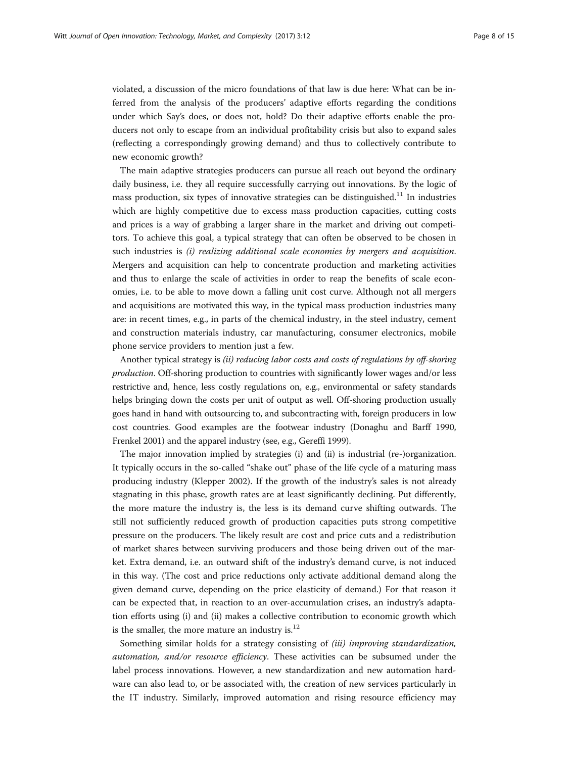violated, a discussion of the micro foundations of that law is due here: What can be inferred from the analysis of the producers' adaptive efforts regarding the conditions under which Say's does, or does not, hold? Do their adaptive efforts enable the producers not only to escape from an individual profitability crisis but also to expand sales (reflecting a correspondingly growing demand) and thus to collectively contribute to new economic growth?

The main adaptive strategies producers can pursue all reach out beyond the ordinary daily business, i.e. they all require successfully carrying out innovations. By the logic of mass production, six types of innovative strategies can be distinguished.[11] In industries which are highly competitive due to excess mass production capacities, cutting costs and prices is a way of grabbing a larger share in the market and driving out competitors. To achieve this goal, a typical strategy that can often be observed to be chosen in such industries is *(i) realizing additional scale economies by mergers and acquisition*. Mergers and acquisition can help to concentrate production and marketing activities and thus to enlarge the scale of activities in order to reap the benefits of scale economies, i.e. to be able to move down a falling unit cost curve. Although not all mergers and acquisitions are motivated this way, in the typical mass production industries many are: in recent times, e.g., in parts of the chemical industry, in the steel industry, cement and construction materials industry, car manufacturing, consumer electronics, mobile phone service providers to mention just a few.

Another typical strategy is *(ii) reducing labor costs and costs of regulations by off-shoring production*. Off-shoring production to countries with significantly lower wages and/or less restrictive and, hence, less costly regulations on, e.g., environmental or safety standards helps bringing down the costs per unit of output as well. Off-shoring production usually goes hand in hand with outsourcing to, and subcontracting with, foreign producers in low cost countries. Good examples are the footwear industry (Donaghu and Barff 1990, Frenkel 2001) and the apparel industry (see, e.g., Gereffi 1999).

The major innovation implied by strategies (i) and (ii) is industrial (re-)organization. It typically occurs in the so-called "shake out" phase of the life cycle of a maturing mass producing industry (Klepper 2002). If the growth of the industry's sales is not already stagnating in this phase, growth rates are at least significantly declining. Put differently, the more mature the industry is, the less is its demand curve shifting outwards. The still not sufficiently reduced growth of production capacities puts strong competitive pressure on the producers. The likely result are cost and price cuts and a redistribution of market shares between surviving producers and those being driven out of the market. Extra demand, i.e. an outward shift of the industry's demand curve, is not induced in this way. (The cost and price reductions only activate additional demand along the given demand curve, depending on the price elasticity of demand.) For that reason it can be expected that, in reaction to an over-accumulation crises, an industry's adaptation efforts using (i) and (ii) makes a collective contribution to economic growth which is the smaller, the more mature an industry is.[12]

Something similar holds for a strategy consisting of *(iii) improving standardization, automation, and/or resource efficiency*. These activities can be subsumed under the label process innovations. However, a new standardization and new automation hardware can also lead to, or be associated with, the creation of new services particularly in the IT industry. Similarly, improved automation and rising resource efficiency may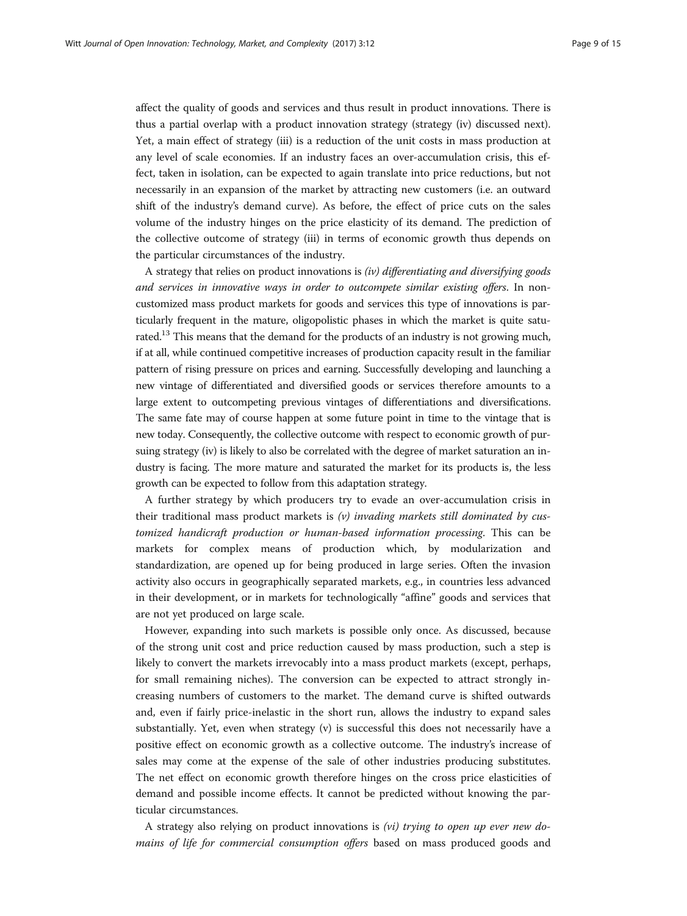affect the quality of goods and services and thus result in product innovations. There is thus a partial overlap with a product innovation strategy (strategy (iv) discussed next). Yet, a main effect of strategy (iii) is a reduction of the unit costs in mass production at any level of scale economies. If an industry faces an over-accumulation crisis, this effect, taken in isolation, can be expected to again translate into price reductions, but not necessarily in an expansion of the market by attracting new customers (i.e. an outward shift of the industry's demand curve). As before, the effect of price cuts on the sales volume of the industry hinges on the price elasticity of its demand. The prediction of the collective outcome of strategy (iii) in terms of economic growth thus depends on the particular circumstances of the industry.

A strategy that relies on product innovations is *(iv) differentiating and diversifying goods and services in innovative ways in order to outcompete similar existing offers*. In non-customized mass product markets for goods and services this type of innovations is particularly frequent in the mature, oligopolistic phases in which the market is quite saturated.[13] This means that the demand for the products of an industry is not growing much, if at all, while continued competitive increases of production capacity result in the familiar pattern of rising pressure on prices and earning. Successfully developing and launching a new vintage of differentiated and diversified goods or services therefore amounts to a large extent to outcompeting previous vintages of differentiations and diversifications. The same fate may of course happen at some future point in time to the vintage that is new today. Consequently, the collective outcome with respect to economic growth of pursuing strategy (iv) is likely to also be correlated with the degree of market saturation an industry is facing. The more mature and saturated the market for its products is, the less growth can be expected to follow from this adaptation strategy.

A further strategy by which producers try to evade an over-accumulation crisis in their traditional mass product markets is *(v) invading markets still dominated by customized handicraft production or human-based information processing*. This can be markets for complex means of production which, by modularization and standardization, are opened up for being produced in large series. Often the invasion activity also occurs in geographically separated markets, e.g., in countries less advanced in their development, or in markets for technologically "affine" goods and services that are not yet produced on large scale.

However, expanding into such markets is possible only once. As discussed, because of the strong unit cost and price reduction caused by mass production, such a step is likely to convert the markets irrevocably into a mass product markets (except, perhaps, for small remaining niches). The conversion can be expected to attract strongly increasing numbers of customers to the market. The demand curve is shifted outwards and, even if fairly price-inelastic in the short run, allows the industry to expand sales substantially. Yet, even when strategy (v) is successful this does not necessarily have a positive effect on economic growth as a collective outcome. The industry's increase of sales may come at the expense of the sale of other industries producing substitutes. The net effect on economic growth therefore hinges on the cross price elasticities of demand and possible income effects. It cannot be predicted without knowing the particular circumstances.

A strategy also relying on product innovations is *(vi) trying to open up ever new domains of life for commercial consumption offers* based on mass produced goods and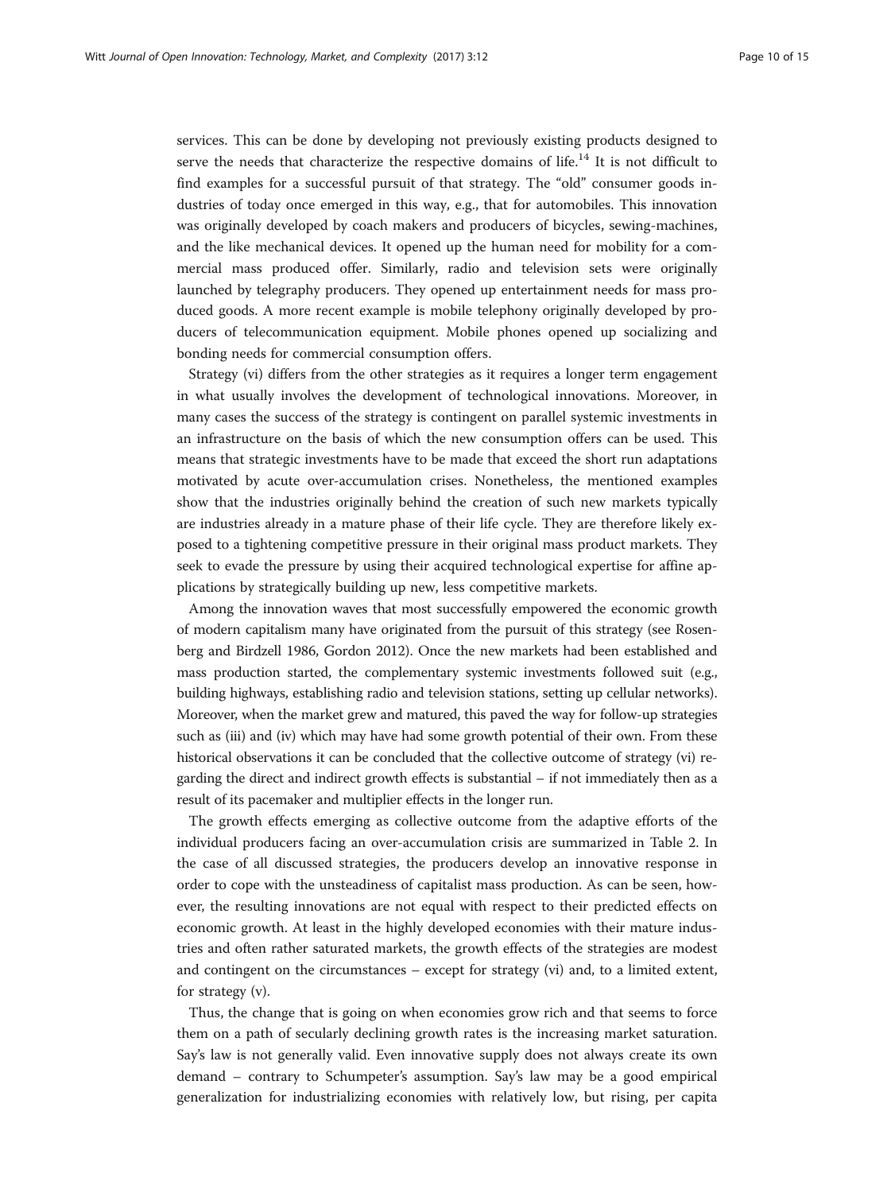services. This can be done by developing not previously existing products designed to serve the needs that characterize the respective domains of life.[14] It is not difficult to find examples for a successful pursuit of that strategy. The "old" consumer goods industries of today once emerged in this way, e.g., that for automobiles. This innovation was originally developed by coach makers and producers of bicycles, sewing-machines, and the like mechanical devices. It opened up the human need for mobility for a commercial mass produced offer. Similarly, radio and television sets were originally launched by telegraphy producers. They opened up entertainment needs for mass produced goods. A more recent example is mobile telephony originally developed by producers of telecommunication equipment. Mobile phones opened up socializing and bonding needs for commercial consumption offers.

Strategy (vi) differs from the other strategies as it requires a longer term engagement in what usually involves the development of technological innovations. Moreover, in many cases the success of the strategy is contingent on parallel systemic investments in an infrastructure on the basis of which the new consumption offers can be used. This means that strategic investments have to be made that exceed the short run adaptations motivated by acute over-accumulation crises. Nonetheless, the mentioned examples show that the industries originally behind the creation of such new markets typically are industries already in a mature phase of their life cycle. They are therefore likely exposed to a tightening competitive pressure in their original mass product markets. They seek to evade the pressure by using their acquired technological expertise for affine applications by strategically building up new, less competitive markets.

Among the innovation waves that most successfully empowered the economic growth of modern capitalism many have originated from the pursuit of this strategy (see Rosenberg and Birdzell 1986, Gordon 2012). Once the new markets had been established and mass production started, the complementary systemic investments followed suit (e.g., building highways, establishing radio and television stations, setting up cellular networks). Moreover, when the market grew and matured, this paved the way for follow-up strategies such as (iii) and (iv) which may have had some growth potential of their own. From these historical observations it can be concluded that the collective outcome of strategy (vi) regarding the direct and indirect growth effects is substantial – if not immediately then as a result of its pacemaker and multiplier effects in the longer run.

The growth effects emerging as collective outcome from the adaptive efforts of the individual producers facing an over-accumulation crisis are summarized in Table 2. In the case of all discussed strategies, the producers develop an innovative response in order to cope with the unsteadiness of capitalist mass production. As can be seen, however, the resulting innovations are not equal with respect to their predicted effects on economic growth. At least in the highly developed economies with their mature industries and often rather saturated markets, the growth effects of the strategies are modest and contingent on the circumstances – except for strategy (vi) and, to a limited extent, for strategy (v).

Thus, the change that is going on when economies grow rich and that seems to force them on a path of secularly declining growth rates is the increasing market saturation. Say's law is not generally valid. Even innovative supply does not always create its own demand – contrary to Schumpeter's assumption. Say's law may be a good empirical generalization for industrializing economies with relatively low, but rising, per capita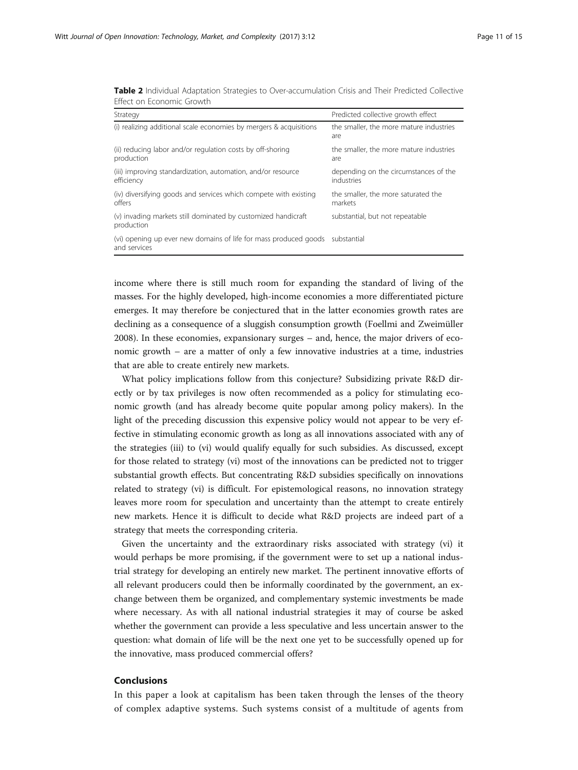**Table 2** Individual Adaptation Strategies to Over-accumulation Crisis and Their Predicted Collective Effect on Economic Growth

| Strategy | Predicted collective growth effect |
| --- | --- |
| (i) realizing additional scale economies by mergers & acquisitions | the smaller, the more mature industries are |
| (ii) reducing labor and/or regulation costs by off-shoring production | the smaller, the more mature industries are |
| (iii) improving standardization, automation, and/or resource efficiency | depending on the circumstances of the industries |
| (iv) diversifying goods and services which compete with existing offers | the smaller, the more saturated the markets |
| (v) invading markets still dominated by customized handicraft production | substantial, but not repeatable |
| (vi) opening up ever new domains of life for mass produced goods and services | substantial |

income where there is still much room for expanding the standard of living of the masses. For the highly developed, high-income economies a more differentiated picture emerges. It may therefore be conjectured that in the latter economies growth rates are declining as a consequence of a sluggish consumption growth (Foellmi and Zweimüller 2008). In these economies, expansionary surges – and, hence, the major drivers of economic growth – are a matter of only a few innovative industries at a time, industries that are able to create entirely new markets.

What policy implications follow from this conjecture? Subsidizing private R&D directly or by tax privileges is now often recommended as a policy for stimulating economic growth (and has already become quite popular among policy makers). In the light of the preceding discussion this expensive policy would not appear to be very effective in stimulating economic growth as long as all innovations associated with any of the strategies (iii) to (vi) would qualify equally for such subsidies. As discussed, except for those related to strategy (vi) most of the innovations can be predicted not to trigger substantial growth effects. But concentrating R&D subsidies specifically on innovations related to strategy (vi) is difficult. For epistemological reasons, no innovation strategy leaves more room for speculation and uncertainty than the attempt to create entirely new markets. Hence it is difficult to decide what R&D projects are indeed part of a strategy that meets the corresponding criteria.

Given the uncertainty and the extraordinary risks associated with strategy (vi) it would perhaps be more promising, if the government were to set up a national industrial strategy for developing an entirely new market. The pertinent innovative efforts of all relevant producers could then be informally coordinated by the government, an exchange between them be organized, and complementary systemic investments be made where necessary. As with all national industrial strategies it may of course be asked whether the government can provide a less speculative and less uncertain answer to the question: what domain of life will be the next one yet to be successfully opened up for the innovative, mass produced commercial offers?

## Conclusions

In this paper a look at capitalism has been taken through the lenses of the theory of complex adaptive systems. Such systems consist of a multitude of agents from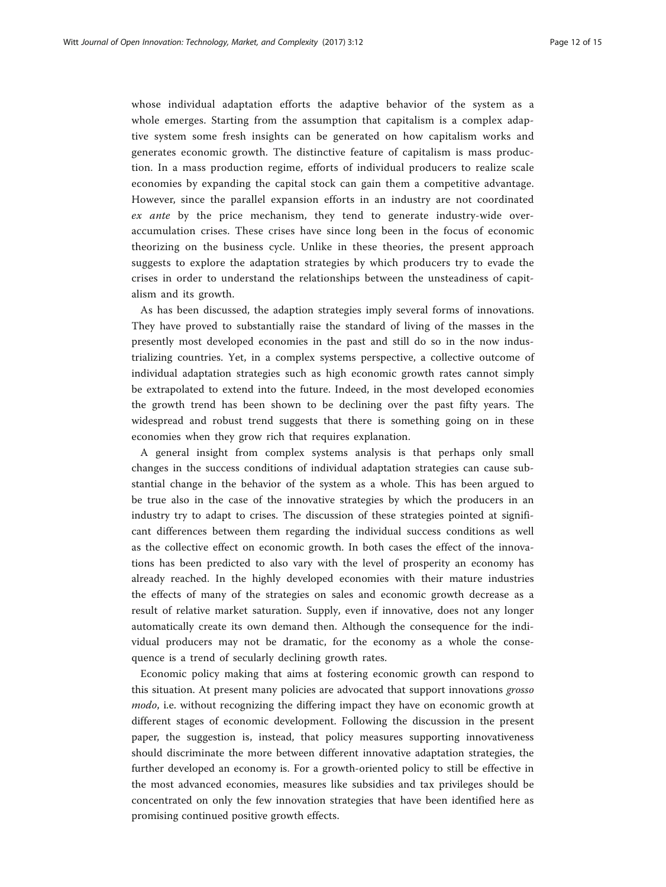whose individual adaptation efforts the adaptive behavior of the system as a whole emerges. Starting from the assumption that capitalism is a complex adaptive system some fresh insights can be generated on how capitalism works and generates economic growth. The distinctive feature of capitalism is mass production. In a mass production regime, efforts of individual producers to realize scale economies by expanding the capital stock can gain them a competitive advantage. However, since the parallel expansion efforts in an industry are not coordinated *ex ante* by the price mechanism, they tend to generate industry-wide over-accumulation crises. These crises have since long been in the focus of economic theorizing on the business cycle. Unlike in these theories, the present approach suggests to explore the adaptation strategies by which producers try to evade the crises in order to understand the relationships between the unsteadiness of capitalism and its growth.

As has been discussed, the adaption strategies imply several forms of innovations. They have proved to substantially raise the standard of living of the masses in the presently most developed economies in the past and still do so in the now industrializing countries. Yet, in a complex systems perspective, a collective outcome of individual adaptation strategies such as high economic growth rates cannot simply be extrapolated to extend into the future. Indeed, in the most developed economies the growth trend has been shown to be declining over the past fifty years. The widespread and robust trend suggests that there is something going on in these economies when they grow rich that requires explanation.

A general insight from complex systems analysis is that perhaps only small changes in the success conditions of individual adaptation strategies can cause substantial change in the behavior of the system as a whole. This has been argued to be true also in the case of the innovative strategies by which the producers in an industry try to adapt to crises. The discussion of these strategies pointed at significant differences between them regarding the individual success conditions as well as the collective effect on economic growth. In both cases the effect of the innovations has been predicted to also vary with the level of prosperity an economy has already reached. In the highly developed economies with their mature industries the effects of many of the strategies on sales and economic growth decrease as a result of relative market saturation. Supply, even if innovative, does not any longer automatically create its own demand then. Although the consequence for the individual producers may not be dramatic, for the economy as a whole the consequence is a trend of secularly declining growth rates.

Economic policy making that aims at fostering economic growth can respond to this situation. At present many policies are advocated that support innovations *grosso modo*, i.e. without recognizing the differing impact they have on economic growth at different stages of economic development. Following the discussion in the present paper, the suggestion is, instead, that policy measures supporting innovativeness should discriminate the more between different innovative adaptation strategies, the further developed an economy is. For a growth-oriented policy to still be effective in the most advanced economies, measures like subsidies and tax privileges should be concentrated on only the few innovation strategies that have been identified here as promising continued positive growth effects.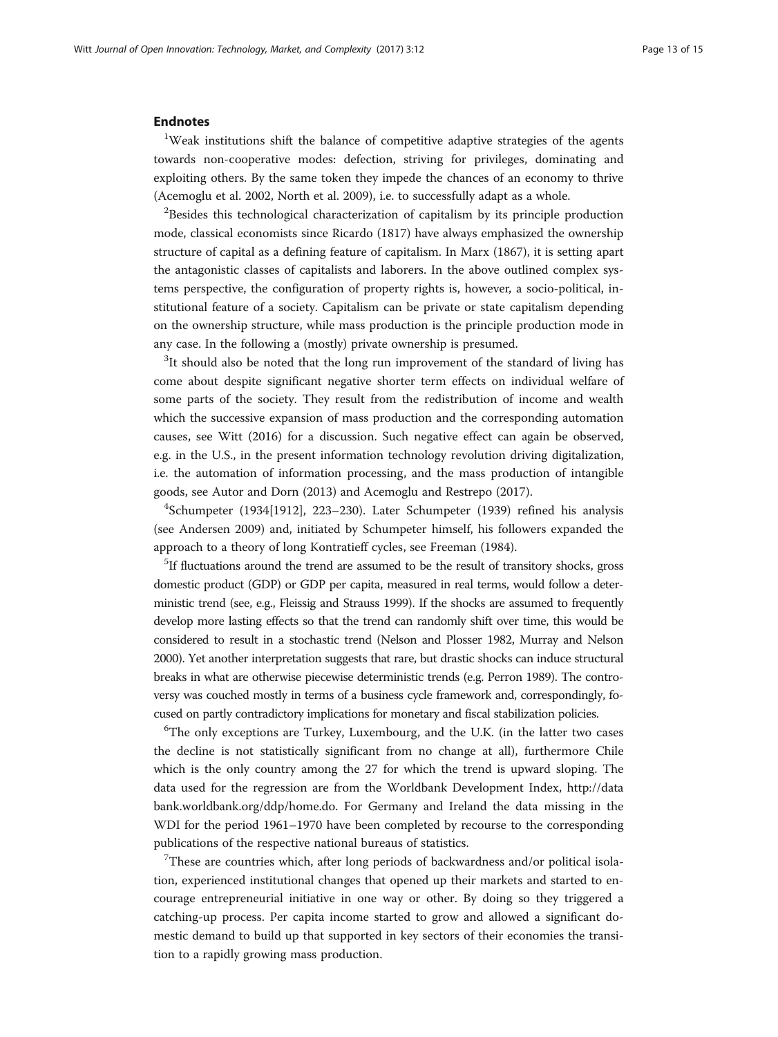## Endnotes

[1]Weak institutions shift the balance of competitive adaptive strategies of the agents towards non-cooperative modes: defection, striving for privileges, dominating and exploiting others. By the same token they impede the chances of an economy to thrive (Acemoglu et al. 2002, North et al. 2009), i.e. to successfully adapt as a whole.

[2]Besides this technological characterization of capitalism by its principle production mode, classical economists since Ricardo (1817) have always emphasized the ownership structure of capital as a defining feature of capitalism. In Marx (1867), it is setting apart the antagonistic classes of capitalists and laborers. In the above outlined complex systems perspective, the configuration of property rights is, however, a socio-political, institutional feature of a society. Capitalism can be private or state capitalism depending on the ownership structure, while mass production is the principle production mode in any case. In the following a (mostly) private ownership is presumed.

[3]It should also be noted that the long run improvement of the standard of living has come about despite significant negative shorter term effects on individual welfare of some parts of the society. They result from the redistribution of income and wealth which the successive expansion of mass production and the corresponding automation causes, see Witt (2016) for a discussion. Such negative effect can again be observed, e.g. in the U.S., in the present information technology revolution driving digitalization, i.e. the automation of information processing, and the mass production of intangible goods, see Autor and Dorn (2013) and Acemoglu and Restrepo (2017).

[4]Schumpeter (1934[1912], 223–230). Later Schumpeter (1939) refined his analysis (see Andersen 2009) and, initiated by Schumpeter himself, his followers expanded the approach to a theory of long Kontratieff cycles, see Freeman (1984).

[5]If fluctuations around the trend are assumed to be the result of transitory shocks, gross domestic product (GDP) or GDP per capita, measured in real terms, would follow a deterministic trend (see, e.g., Fleissig and Strauss 1999). If the shocks are assumed to frequently develop more lasting effects so that the trend can randomly shift over time, this would be considered to result in a stochastic trend (Nelson and Plosser 1982, Murray and Nelson 2000). Yet another interpretation suggests that rare, but drastic shocks can induce structural breaks in what are otherwise piecewise deterministic trends (e.g. Perron 1989). The controversy was couched mostly in terms of a business cycle framework and, correspondingly, focused on partly contradictory implications for monetary and fiscal stabilization policies.

[6]The only exceptions are Turkey, Luxembourg, and the U.K. (in the latter two cases the decline is not statistically significant from no change at all), furthermore Chile which is the only country among the 27 for which the trend is upward sloping. The data used for the regression are from the Worldbank Development Index, http://databank.worldbank.org/ddp/home.do. For Germany and Ireland the data missing in the WDI for the period 1961–1970 have been completed by recourse to the corresponding publications of the respective national bureaus of statistics.

[7]These are countries which, after long periods of backwardness and/or political isolation, experienced institutional changes that opened up their markets and started to encourage entrepreneurial initiative in one way or other. By doing so they triggered a catching-up process. Per capita income started to grow and allowed a significant domestic demand to build up that supported in key sectors of their economies the transition to a rapidly growing mass production.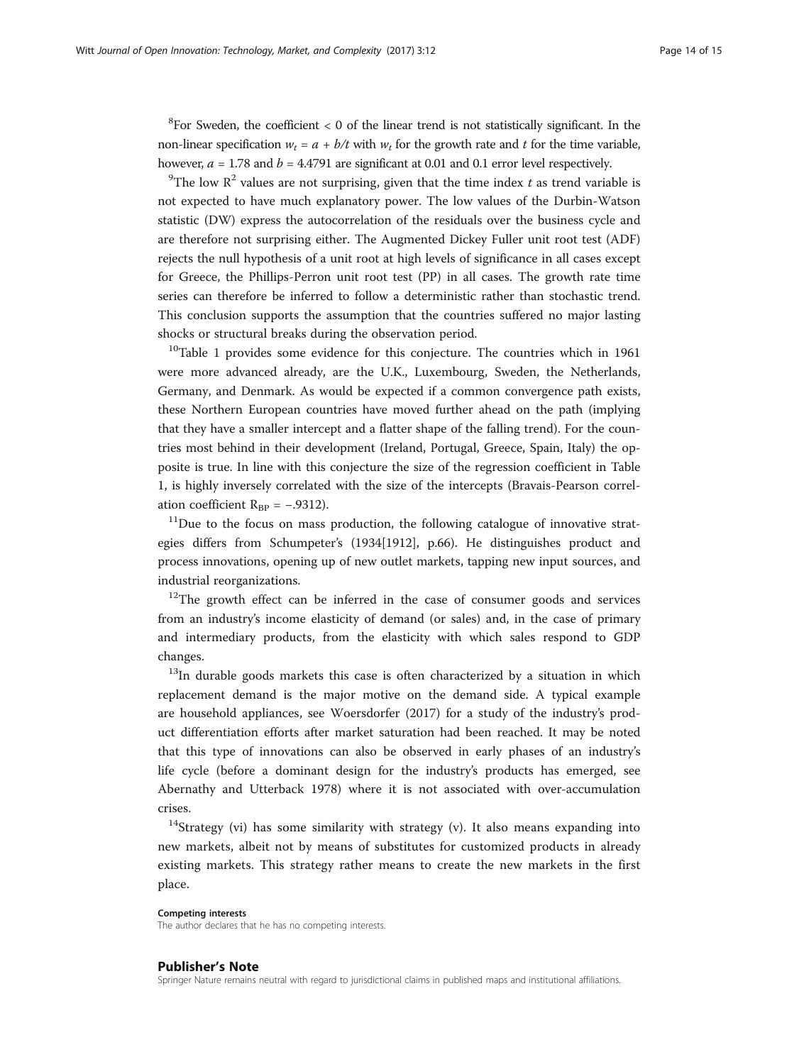[8]For Sweden, the coefficient < 0 of the linear trend is not statistically significant. In the non-linear specification $w_t = a + b/t$ with $w_t$ for the growth rate and $t$ for the time variable, however, $a = 1.78$ and $b = 4.4791$ are significant at 0.01 and 0.1 error level respectively.

[9]The low $R^2$ values are not surprising, given that the time index $t$ as trend variable is not expected to have much explanatory power. The low values of the Durbin-Watson statistic (DW) express the autocorrelation of the residuals over the business cycle and are therefore not surprising either. The Augmented Dickey Fuller unit root test (ADF) rejects the null hypothesis of a unit root at high levels of significance in all cases except for Greece, the Phillips-Perron unit root test (PP) in all cases. The growth rate time series can therefore be inferred to follow a deterministic rather than stochastic trend. This conclusion supports the assumption that the countries suffered no major lasting shocks or structural breaks during the observation period.

[10]Table 1 provides some evidence for this conjecture. The countries which in 1961 were more advanced already, are the U.K., Luxembourg, Sweden, the Netherlands, Germany, and Denmark. As would be expected if a common convergence path exists, these Northern European countries have moved further ahead on the path (implying that they have a smaller intercept and a flatter shape of the falling trend). For the countries most behind in their development (Ireland, Portugal, Greece, Spain, Italy) the opposite is true. In line with this conjecture the size of the regression coefficient in Table 1, is highly inversely correlated with the size of the intercepts (Bravais-Pearson correlation coefficient $R_{BP} = -.9312$).

[11]Due to the focus on mass production, the following catalogue of innovative strategies differs from Schumpeter's (1934[1912], p.66). He distinguishes product and process innovations, opening up of new outlet markets, tapping new input sources, and industrial reorganizations.

[12]The growth effect can be inferred in the case of consumer goods and services from an industry's income elasticity of demand (or sales) and, in the case of primary and intermediary products, from the elasticity with which sales respond to GDP changes.

[13]In durable goods markets this case is often characterized by a situation in which replacement demand is the major motive on the demand side. A typical example are household appliances, see Woersdorfer (2017) for a study of the industry's product differentiation efforts after market saturation had been reached. It may be noted that this type of innovations can also be observed in early phases of an industry's life cycle (before a dominant design for the industry's products has emerged, see Abernathy and Utterback 1978) where it is not associated with over-accumulation crises.

[14]Strategy (vi) has some similarity with strategy (v). It also means expanding into new markets, albeit not by means of substitutes for customized products in already existing markets. This strategy rather means to create the new markets in the first place.

#### Competing interests

The author declares that he has no competing interests.

## Publisher's Note

Springer Nature remains neutral with regard to jurisdictional claims in published maps and institutional affiliations.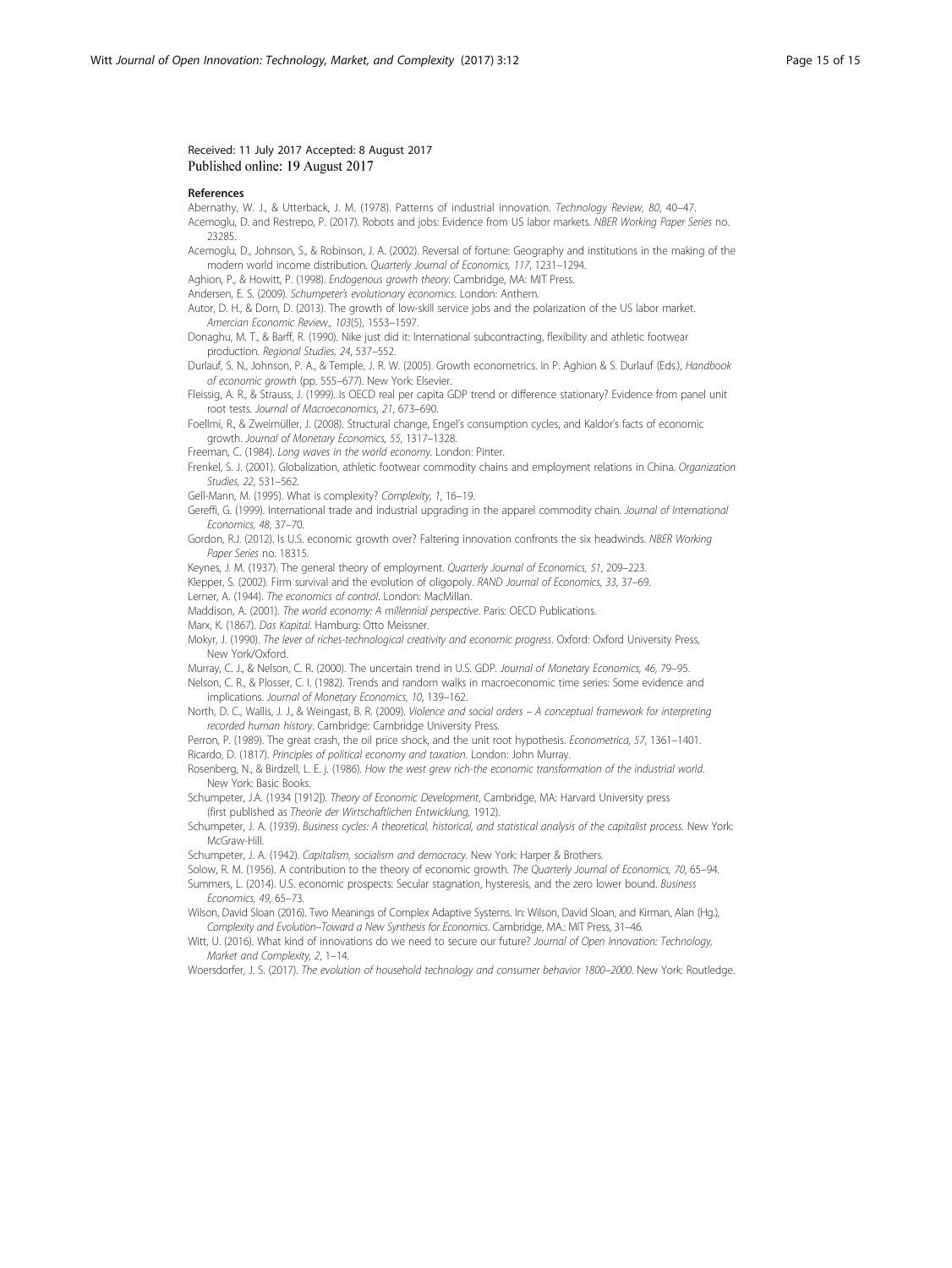Received: 11 July 2017 Accepted: 8 August 2017
Published online: 19 August 2017

## References

Abernathy, W. J., & Utterback, J. M. (1978). Patterns of industrial innovation. *Technology Review, 80*, 40–47.

Acemoglu, D. and Restrepo, P. (2017). Robots and jobs: Evidence from US labor markets. *NBER Working Paper Series* no. 23285.

Acemoglu, D., Johnson, S., & Robinson, J. A. (2002). Reversal of fortune: Geography and institutions in the making of the modern world income distribution. *Quarterly Journal of Economics, 117*, 1231–1294.

Aghion, P., & Howitt, P. (1998). *Endogenous growth theory*. Cambridge, MA: MIT Press.

Andersen, E. S. (2009). *Schumpeter's evolutionary economics*. London: Anthem.

Autor, D. H., & Dorn, D. (2013). The growth of low-skill service jobs and the polarization of the US labor market. *Amercian Economic Review., 103*(5), 1553–1597.

Donaghu, M. T., & Barff, R. (1990). Nike just did it: International subcontracting, flexibility and athletic footwear production. *Regional Studies, 24*, 537–552.

Durlauf, S. N., Johnson, P. A., & Temple, J. R. W. (2005). Growth econometrics. In P. Aghion & S. Durlauf (Eds.), *Handbook of economic growth* (pp. 555–677). New York: Elsevier.

Fleissig, A. R., & Strauss, J. (1999). Is OECD real per capita GDP trend or difference stationary? Evidence from panel unit root tests. *Journal of Macroeconomics, 21*, 673–690.

Foellmi, R., & Zweimüller, J. (2008). Structural change, Engel's consumption cycles, and Kaldor's facts of economic growth. *Journal of Monetary Economics, 55*, 1317–1328.

Freeman, C. (1984). *Long waves in the world economy*. London: Pinter.

Frenkel, S. J. (2001). Globalization, athletic footwear commodity chains and employment relations in China. *Organization Studies, 22*, 531–562.

Gell-Mann, M. (1995). What is complexity? *Complexity, 1*, 16–19.

Gereffi, G. (1999). International trade and industrial upgrading in the apparel commodity chain. *Journal of International Economics, 48*, 37–70.

Gordon, R.J. (2012). Is U.S. economic growth over? Faltering innovation confronts the six headwinds. *NBER Working Paper Series* no. 18315.

Keynes, J. M. (1937). The general theory of employment. *Quarterly Journal of Economics, 51*, 209–223.

Klepper, S. (2002). Firm survival and the evolution of oligopoly. *RAND Journal of Economics, 33*, 37–69.

Lerner, A. (1944). *The economics of control*. London: MacMillan.

Maddison, A. (2001). *The world economy: A millennial perspective*. Paris: OECD Publications.

Marx, K. (1867). *Das Kapital*. Hamburg: Otto Meissner.

Mokyr, J. (1990). *The lever of riches-technological creativity and economic progress*. Oxford: Oxford University Press, New York/Oxford.

Murray, C. J., & Nelson, C. R. (2000). The uncertain trend in U.S. GDP. *Journal of Monetary Economics, 46*, 79–95.

Nelson, C. R., & Plosser, C. I. (1982). Trends and random walks in macroeconomic time series: Some evidence and implications. *Journal of Monetary Economics, 10*, 139–162.

North, D. C., Wallis, J. J., & Weingast, B. R. (2009). *Violence and social orders – A conceptual framework for interpreting recorded human history*. Cambridge: Cambridge University Press.

Perron, P. (1989). The great crash, the oil price shock, and the unit root hypothesis. *Econometrica, 57*, 1361–1401.

Ricardo, D. (1817). *Principles of political economy and taxation*. London: John Murray.

Rosenberg, N., & Birdzell, L. E. j. (1986). *How the west grew rich-the economic transformation of the industrial world*. New York: Basic Books.

Schumpeter, J.A. (1934 [1912]). *Theory of Economic Development*, Cambridge, MA: Harvard University press (first published as *Theorie der Wirtschaftlichen Entwicklung*, 1912).

Schumpeter, J. A. (1939). *Business cycles: A theoretical, historical, and statistical analysis of the capitalist process*. New York: McGraw-Hill.

Schumpeter, J. A. (1942). *Capitalism, socialism and democracy*. New York: Harper & Brothers.

Solow, R. M. (1956). A contribution to the theory of economic growth. *The Quarterly Journal of Economics, 70*, 65–94.

Summers, L. (2014). U.S. economic prospects: Secular stagnation, hysteresis, and the zero lower bound. *Business Economics, 49*, 65–73.

Wilson, David Sloan (2016). Two Meanings of Complex Adaptive Systems. In: Wilson, David Sloan, and Kirman, Alan (Hg.), *Complexity and Evolution–Toward a New Synthesis for Economics*. Cambridge, MA.: MIT Press, 31–46.

Witt, U. (2016). What kind of innovations do we need to secure our future? *Journal of Open Innovation: Technology, Market and Complexity, 2*, 1–14.

Woersdorfer, J. S. (2017). *The evolution of household technology and consumer behavior 1800–2000*. New York: Routledge.